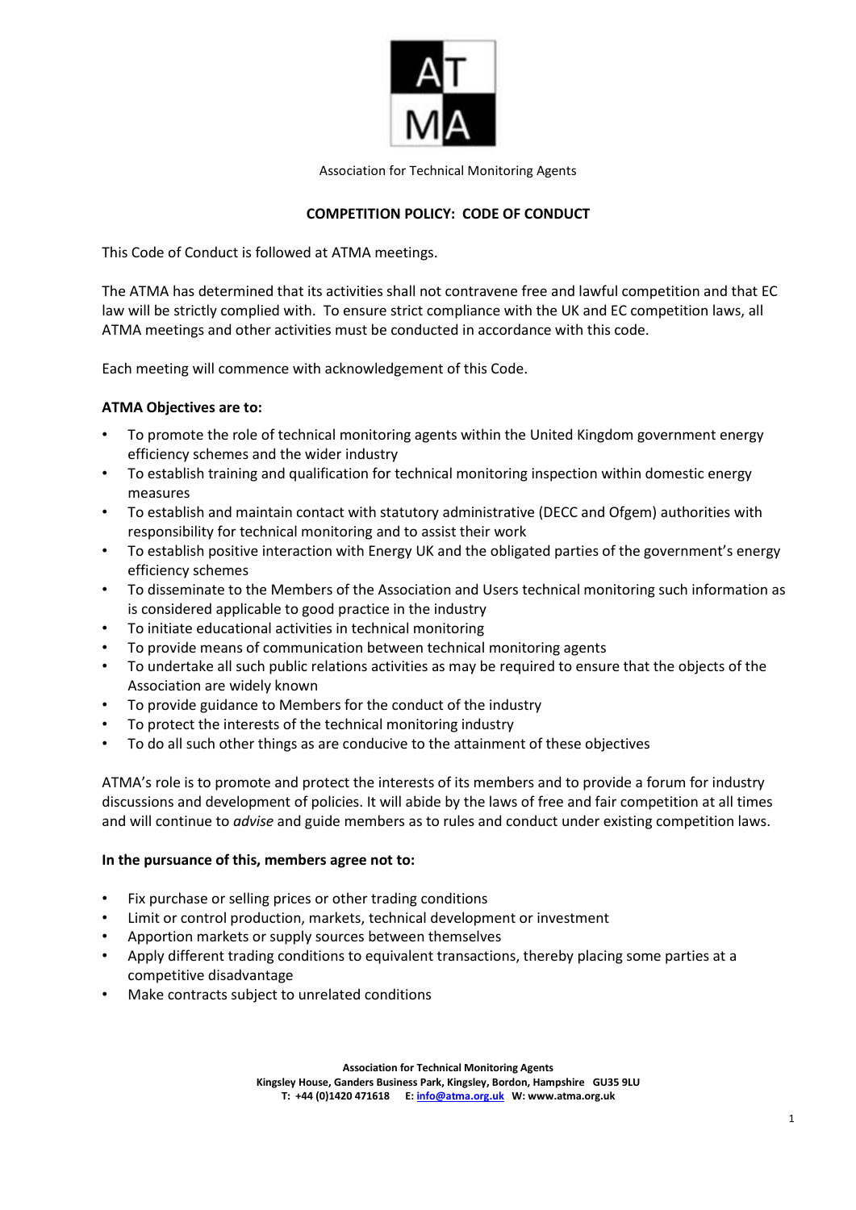Association for Technical Monitoring Agents

## COMPETITION POLICY: CODE OF CONDUCT

This Code of Conduct is followed at ATMA meetings.

The ATMA has determined that its activities shall not contravene free and lawful competition and that EC law will be strictly complied with. To ensure strict compliance with the UK and EC competition laws, all ATMA meetings and other activities must be conducted in accordance with this code.

Each meeting will commence with acknowledgement of this Code.

**ATMA Objectives are to:**

- To promote the role of technical monitoring agents within the United Kingdom government energy efficiency schemes and the wider industry
- To establish training and qualification for technical monitoring inspection within domestic energy measures
- To establish and maintain contact with statutory administrative (DECC and Ofgem) authorities with responsibility for technical monitoring and to assist their work
- To establish positive interaction with Energy UK and the obligated parties of the government's energy efficiency schemes
- To disseminate to the Members of the Association and Users technical monitoring such information as is considered applicable to good practice in the industry
- To initiate educational activities in technical monitoring
- To provide means of communication between technical monitoring agents
- To undertake all such public relations activities as may be required to ensure that the objects of the Association are widely known
- To provide guidance to Members for the conduct of the industry
- To protect the interests of the technical monitoring industry
- To do all such other things as are conducive to the attainment of these objectives

ATMA's role is to promote and protect the interests of its members and to provide a forum for industry discussions and development of policies. It will abide by the laws of free and fair competition at all times and will continue to *advise* and guide members as to rules and conduct under existing competition laws.

**In the pursuance of this, members agree not to:**

- Fix purchase or selling prices or other trading conditions
- Limit or control production, markets, technical development or investment
- Apportion markets or supply sources between themselves
- Apply different trading conditions to equivalent transactions, thereby placing some parties at a competitive disadvantage
- Make contracts subject to unrelated conditions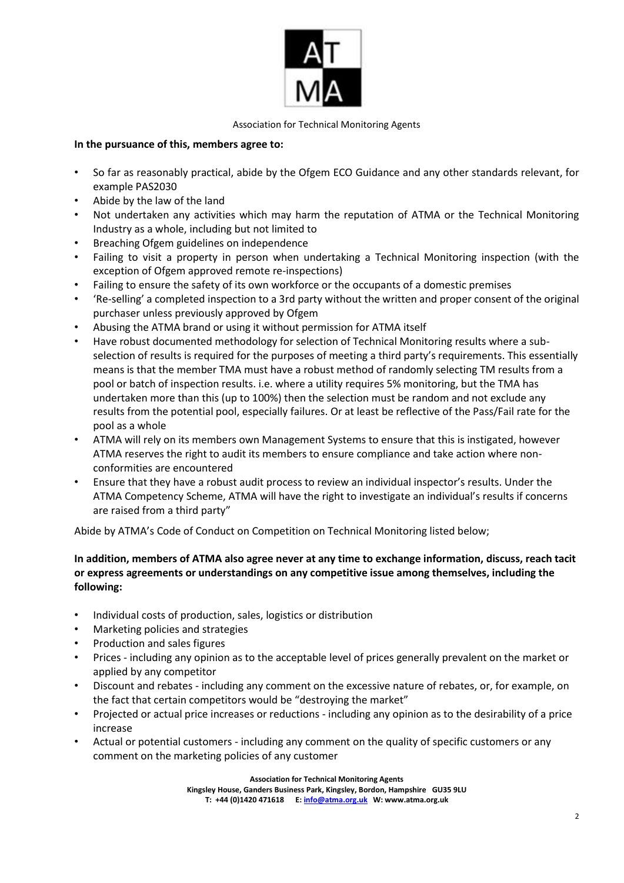Association for Technical Monitoring Agents

**In the pursuance of this, members agree to:**

- So far as reasonably practical, abide by the Ofgem ECO Guidance and any other standards relevant, for example PAS2030
- Abide by the law of the land
- Not undertaken any activities which may harm the reputation of ATMA or the Technical Monitoring Industry as a whole, including but not limited to
- Breaching Ofgem guidelines on independence
- Failing to visit a property in person when undertaking a Technical Monitoring inspection (with the exception of Ofgem approved remote re-inspections)
- Failing to ensure the safety of its own workforce or the occupants of a domestic premises
- 'Re-selling' a completed inspection to a 3rd party without the written and proper consent of the original purchaser unless previously approved by Ofgem
- Abusing the ATMA brand or using it without permission for ATMA itself
- Have robust documented methodology for selection of Technical Monitoring results where a sub-selection of results is required for the purposes of meeting a third party's requirements. This essentially means is that the member TMA must have a robust method of randomly selecting TM results from a pool or batch of inspection results. i.e. where a utility requires 5% monitoring, but the TMA has undertaken more than this (up to 100%) then the selection must be random and not exclude any results from the potential pool, especially failures. Or at least be reflective of the Pass/Fail rate for the pool as a whole
- ATMA will rely on its members own Management Systems to ensure that this is instigated, however ATMA reserves the right to audit its members to ensure compliance and take action where non-conformities are encountered
- Ensure that they have a robust audit process to review an individual inspector's results. Under the ATMA Competency Scheme, ATMA will have the right to investigate an individual's results if concerns are raised from a third party"

Abide by ATMA's Code of Conduct on Competition on Technical Monitoring listed below;

**In addition, members of ATMA also agree never at any time to exchange information, discuss, reach tacit or express agreements or understandings on any competitive issue among themselves, including the following:**

- Individual costs of production, sales, logistics or distribution
- Marketing policies and strategies
- Production and sales figures
- Prices - including any opinion as to the acceptable level of prices generally prevalent on the market or applied by any competitor
- Discount and rebates - including any comment on the excessive nature of rebates, or, for example, on the fact that certain competitors would be "destroying the market"
- Projected or actual price increases or reductions - including any opinion as to the desirability of a price increase
- Actual or potential customers - including any comment on the quality of specific customers or any comment on the marketing policies of any customer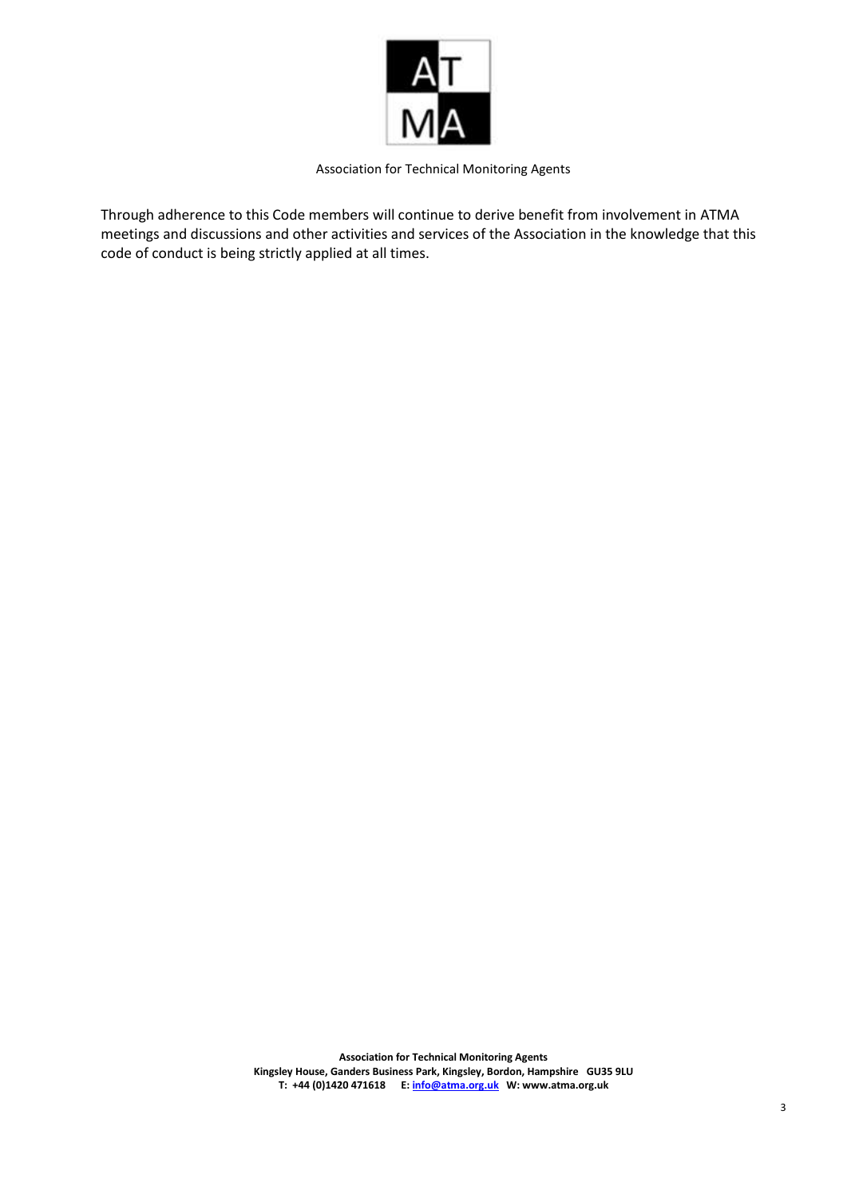Through adherence to this Code members will continue to derive benefit from involvement in ATMA meetings and discussions and other activities and services of the Association in the knowledge that this code of conduct is being strictly applied at all times.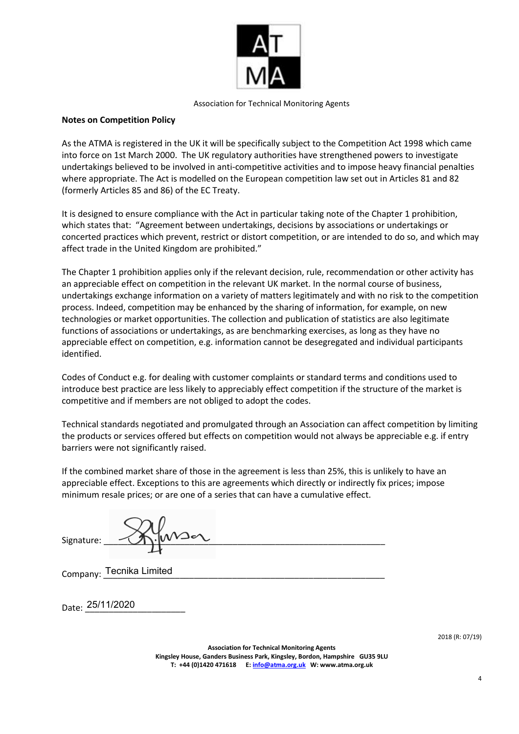Association for Technical Monitoring Agents

**Notes on Competition Policy**

As the ATMA is registered in the UK it will be specifically subject to the Competition Act 1998 which came into force on 1st March 2000. The UK regulatory authorities have strengthened powers to investigate undertakings believed to be involved in anti-competitive activities and to impose heavy financial penalties where appropriate. The Act is modelled on the European competition law set out in Articles 81 and 82 (formerly Articles 85 and 86) of the EC Treaty.

It is designed to ensure compliance with the Act in particular taking note of the Chapter 1 prohibition, which states that: "Agreement between undertakings, decisions by associations or undertakings or concerted practices which prevent, restrict or distort competition, or are intended to do so, and which may affect trade in the United Kingdom are prohibited."

The Chapter 1 prohibition applies only if the relevant decision, rule, recommendation or other activity has an appreciable effect on competition in the relevant UK market. In the normal course of business, undertakings exchange information on a variety of matters legitimately and with no risk to the competition process. Indeed, competition may be enhanced by the sharing of information, for example, on new technologies or market opportunities. The collection and publication of statistics are also legitimate functions of associations or undertakings, as are benchmarking exercises, as long as they have no appreciable effect on competition, e.g. information cannot be desegregated and individual participants identified.

Codes of Conduct e.g. for dealing with customer complaints or standard terms and conditions used to introduce best practice are less likely to appreciably effect competition if the structure of the market is competitive and if members are not obliged to adopt the codes.

Technical standards negotiated and promulgated through an Association can affect competition by limiting the products or services offered but effects on competition would not always be appreciable e.g. if entry barriers were not significantly raised.

If the combined market share of those in the agreement is less than 25%, this is unlikely to have an appreciable effect. Exceptions to this are agreements which directly or indirectly fix prices; impose minimum resale prices; or are one of a series that can have a cumulative effect.

Signature: ____________________

Company: Tecnika Limited

Date: 25/11/2020

2018 (R: 07/19)

**Association for Technical Monitoring Agents**
**Kingsley House, Ganders Business Park, Kingsley, Bordon, Hampshire GU35 9LU**
**T: +44 (0)1420 471618 E: info@atma.org.uk W: www.atma.org.uk**